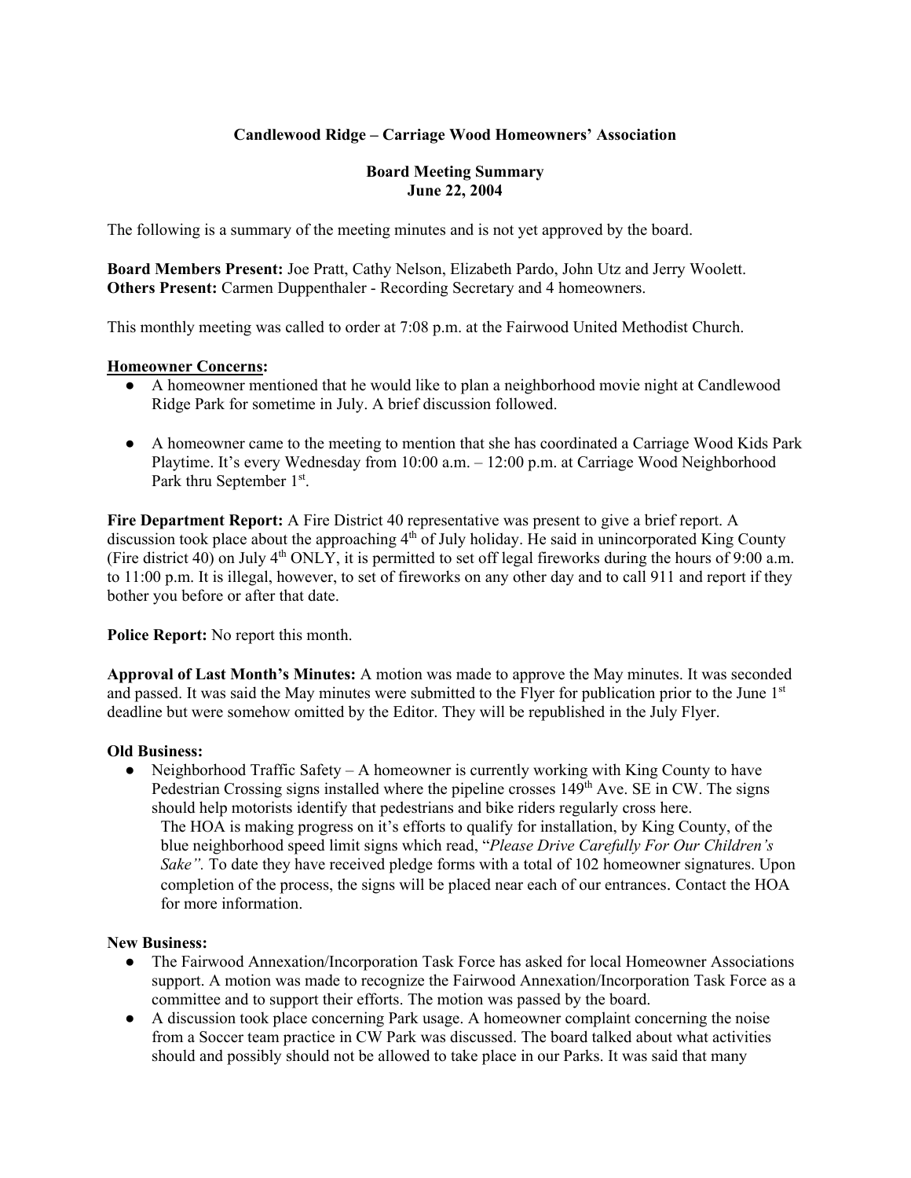**Candlewood Ridge – Carriage Wood Homeowners' Association**

**Board Meeting Summary**
**June 22, 2004**

The following is a summary of the meeting minutes and is not yet approved by the board.

**Board Members Present:** Joe Pratt, Cathy Nelson, Elizabeth Pardo, John Utz and Jerry Woolett.
**Others Present:** Carmen Duppenthaler - Recording Secretary and 4 homeowners.

This monthly meeting was called to order at 7:08 p.m. at the Fairwood United Methodist Church.

**Homeowner Concerns:**

- A homeowner mentioned that he would like to plan a neighborhood movie night at Candlewood Ridge Park for sometime in July. A brief discussion followed.

- A homeowner came to the meeting to mention that she has coordinated a Carriage Wood Kids Park Playtime. It's every Wednesday from 10:00 a.m. – 12:00 p.m. at Carriage Wood Neighborhood Park thru September 1st.

**Fire Department Report:** A Fire District 40 representative was present to give a brief report. A discussion took place about the approaching 4th of July holiday. He said in unincorporated King County (Fire district 40) on July 4th ONLY, it is permitted to set off legal fireworks during the hours of 9:00 a.m. to 11:00 p.m. It is illegal, however, to set of fireworks on any other day and to call 911 and report if they bother you before or after that date.

**Police Report:** No report this month.

**Approval of Last Month's Minutes:** A motion was made to approve the May minutes. It was seconded and passed. It was said the May minutes were submitted to the Flyer for publication prior to the June 1st deadline but were somehow omitted by the Editor. They will be republished in the July Flyer.

**Old Business:**

- Neighborhood Traffic Safety – A homeowner is currently working with King County to have Pedestrian Crossing signs installed where the pipeline crosses 149th Ave. SE in CW. The signs should help motorists identify that pedestrians and bike riders regularly cross here.
  The HOA is making progress on it's efforts to qualify for installation, by King County, of the blue neighborhood speed limit signs which read, "*Please Drive Carefully For Our Children's Sake".* To date they have received pledge forms with a total of 102 homeowner signatures. Upon completion of the process, the signs will be placed near each of our entrances. Contact the HOA for more information.

**New Business:**

- The Fairwood Annexation/Incorporation Task Force has asked for local Homeowner Associations support. A motion was made to recognize the Fairwood Annexation/Incorporation Task Force as a committee and to support their efforts. The motion was passed by the board.
- A discussion took place concerning Park usage. A homeowner complaint concerning the noise from a Soccer team practice in CW Park was discussed. The board talked about what activities should and possibly should not be allowed to take place in our Parks. It was said that many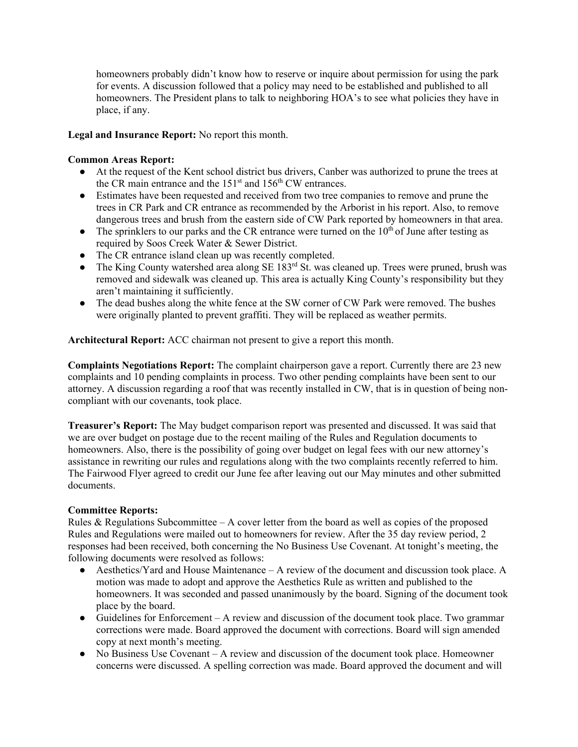homeowners probably didn't know how to reserve or inquire about permission for using the park for events. A discussion followed that a policy may need to be established and published to all homeowners. The President plans to talk to neighboring HOA's to see what policies they have in place, if any.

**Legal and Insurance Report:** No report this month.

**Common Areas Report:**

- At the request of the Kent school district bus drivers, Canber was authorized to prune the trees at the CR main entrance and the 151st and 156th CW entrances.
- Estimates have been requested and received from two tree companies to remove and prune the trees in CR Park and CR entrance as recommended by the Arborist in his report. Also, to remove dangerous trees and brush from the eastern side of CW Park reported by homeowners in that area.
- The sprinklers to our parks and the CR entrance were turned on the 10th of June after testing as required by Soos Creek Water & Sewer District.
- The CR entrance island clean up was recently completed.
- The King County watershed area along SE 183rd St. was cleaned up. Trees were pruned, brush was removed and sidewalk was cleaned up. This area is actually King County's responsibility but they aren't maintaining it sufficiently.
- The dead bushes along the white fence at the SW corner of CW Park were removed. The bushes were originally planted to prevent graffiti. They will be replaced as weather permits.

**Architectural Report:** ACC chairman not present to give a report this month.

**Complaints Negotiations Report:** The complaint chairperson gave a report. Currently there are 23 new complaints and 10 pending complaints in process. Two other pending complaints have been sent to our attorney. A discussion regarding a roof that was recently installed in CW, that is in question of being non-compliant with our covenants, took place.

**Treasurer's Report:** The May budget comparison report was presented and discussed. It was said that we are over budget on postage due to the recent mailing of the Rules and Regulation documents to homeowners. Also, there is the possibility of going over budget on legal fees with our new attorney's assistance in rewriting our rules and regulations along with the two complaints recently referred to him. The Fairwood Flyer agreed to credit our June fee after leaving out our May minutes and other submitted documents.

**Committee Reports:**

Rules & Regulations Subcommittee – A cover letter from the board as well as copies of the proposed Rules and Regulations were mailed out to homeowners for review. After the 35 day review period, 2 responses had been received, both concerning the No Business Use Covenant. At tonight's meeting, the following documents were resolved as follows:

- Aesthetics/Yard and House Maintenance – A review of the document and discussion took place. A motion was made to adopt and approve the Aesthetics Rule as written and published to the homeowners. It was seconded and passed unanimously by the board. Signing of the document took place by the board.
- Guidelines for Enforcement – A review and discussion of the document took place. Two grammar corrections were made. Board approved the document with corrections. Board will sign amended copy at next month's meeting.
- No Business Use Covenant – A review and discussion of the document took place. Homeowner concerns were discussed. A spelling correction was made. Board approved the document and will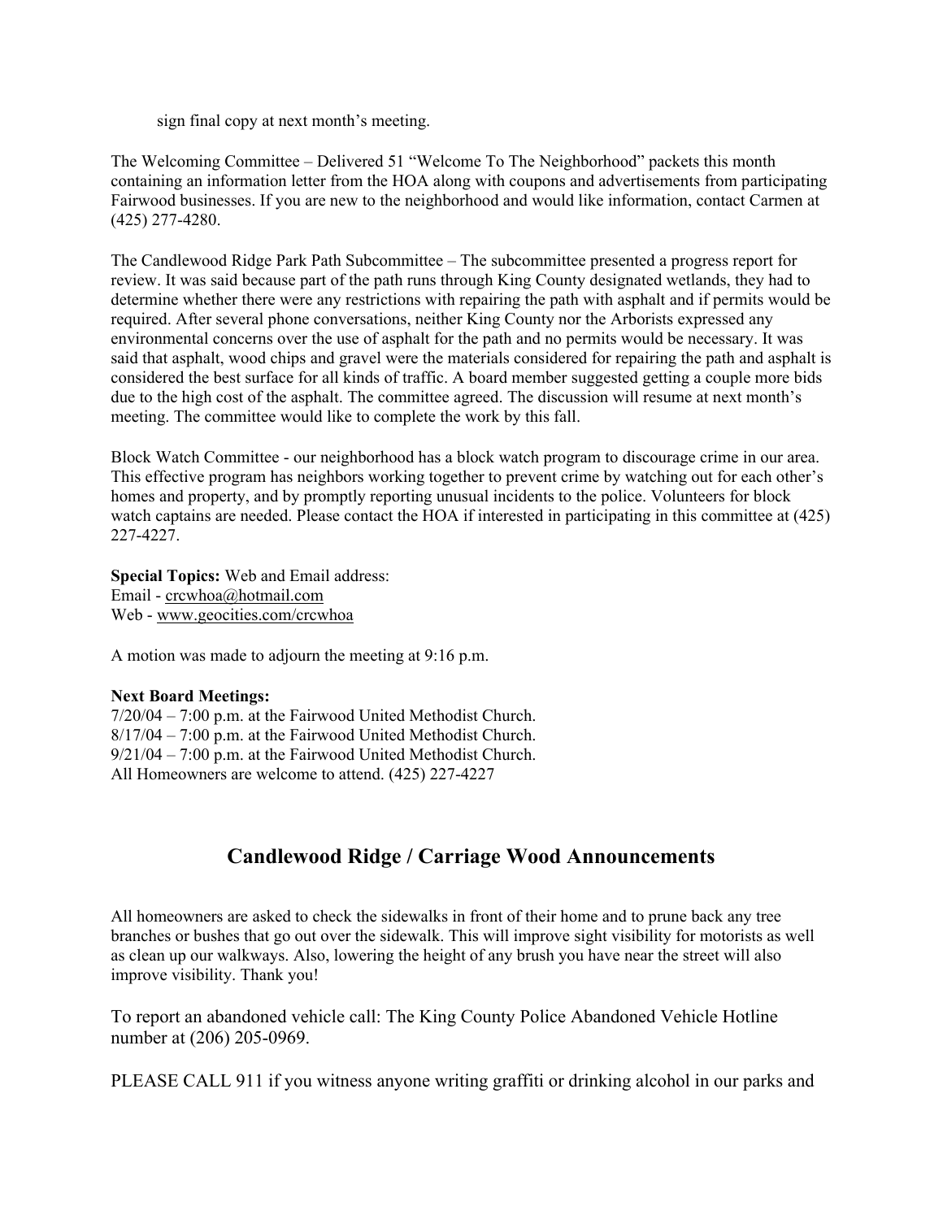sign final copy at next month's meeting.

The Welcoming Committee – Delivered 51 "Welcome To The Neighborhood" packets this month containing an information letter from the HOA along with coupons and advertisements from participating Fairwood businesses. If you are new to the neighborhood and would like information, contact Carmen at (425) 277-4280.

The Candlewood Ridge Park Path Subcommittee – The subcommittee presented a progress report for review. It was said because part of the path runs through King County designated wetlands, they had to determine whether there were any restrictions with repairing the path with asphalt and if permits would be required. After several phone conversations, neither King County nor the Arborists expressed any environmental concerns over the use of asphalt for the path and no permits would be necessary. It was said that asphalt, wood chips and gravel were the materials considered for repairing the path and asphalt is considered the best surface for all kinds of traffic. A board member suggested getting a couple more bids due to the high cost of the asphalt. The committee agreed. The discussion will resume at next month's meeting. The committee would like to complete the work by this fall.

Block Watch Committee - our neighborhood has a block watch program to discourage crime in our area. This effective program has neighbors working together to prevent crime by watching out for each other's homes and property, and by promptly reporting unusual incidents to the police. Volunteers for block watch captains are needed. Please contact the HOA if interested in participating in this committee at (425) 227-4227.

**Special Topics:** Web and Email address:
Email - crcwhoa@hotmail.com
Web - www.geocities.com/crcwhoa

A motion was made to adjourn the meeting at 9:16 p.m.

**Next Board Meetings:**
7/20/04 – 7:00 p.m. at the Fairwood United Methodist Church.
8/17/04 – 7:00 p.m. at the Fairwood United Methodist Church.
9/21/04 – 7:00 p.m. at the Fairwood United Methodist Church.
All Homeowners are welcome to attend. (425) 227-4227

## Candlewood Ridge / Carriage Wood Announcements

All homeowners are asked to check the sidewalks in front of their home and to prune back any tree branches or bushes that go out over the sidewalk. This will improve sight visibility for motorists as well as clean up our walkways. Also, lowering the height of any brush you have near the street will also improve visibility. Thank you!

To report an abandoned vehicle call: The King County Police Abandoned Vehicle Hotline number at (206) 205-0969.

PLEASE CALL 911 if you witness anyone writing graffiti or drinking alcohol in our parks and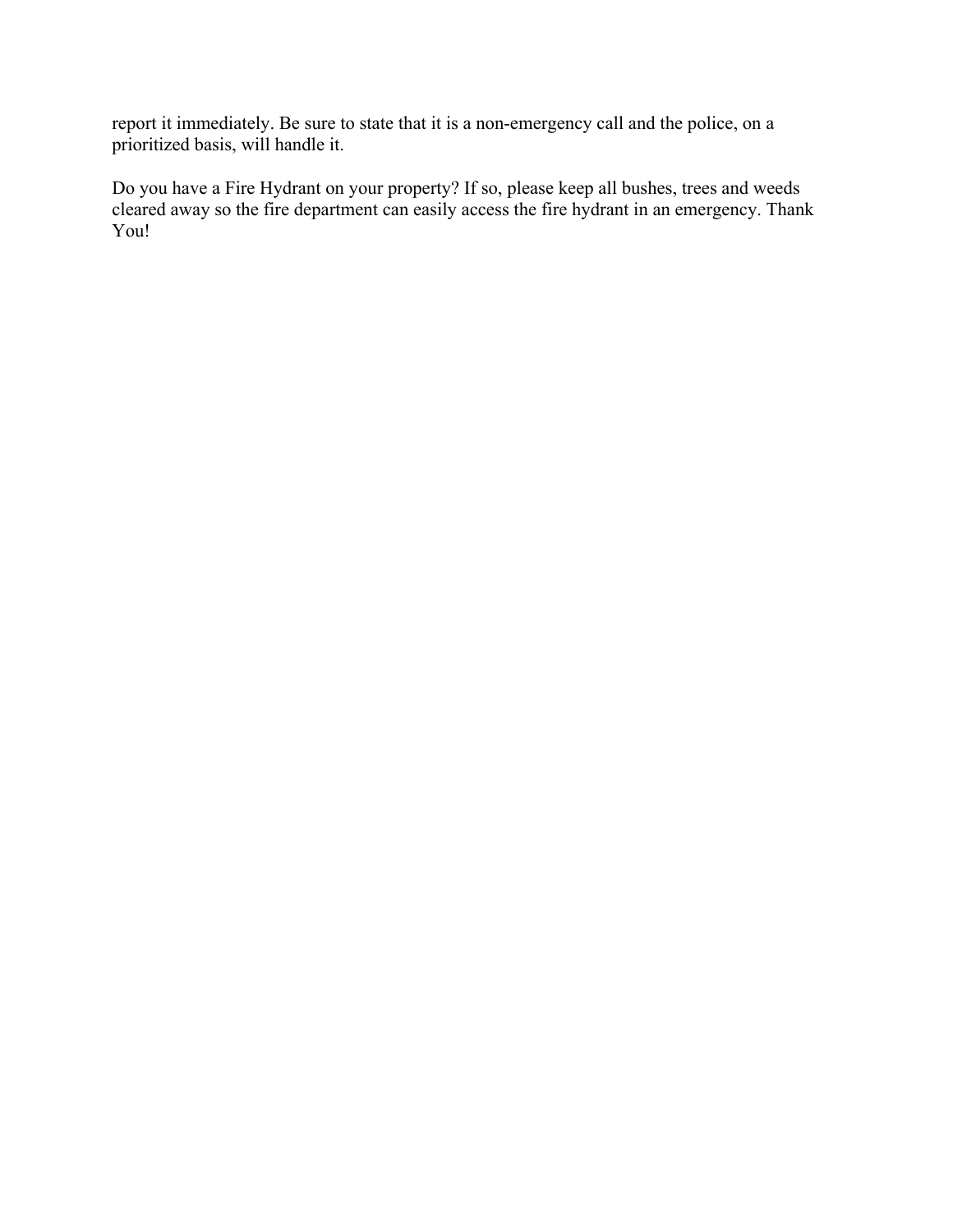report it immediately. Be sure to state that it is a non-emergency call and the police, on a prioritized basis, will handle it.

Do you have a Fire Hydrant on your property? If so, please keep all bushes, trees and weeds cleared away so the fire department can easily access the fire hydrant in an emergency. Thank You!